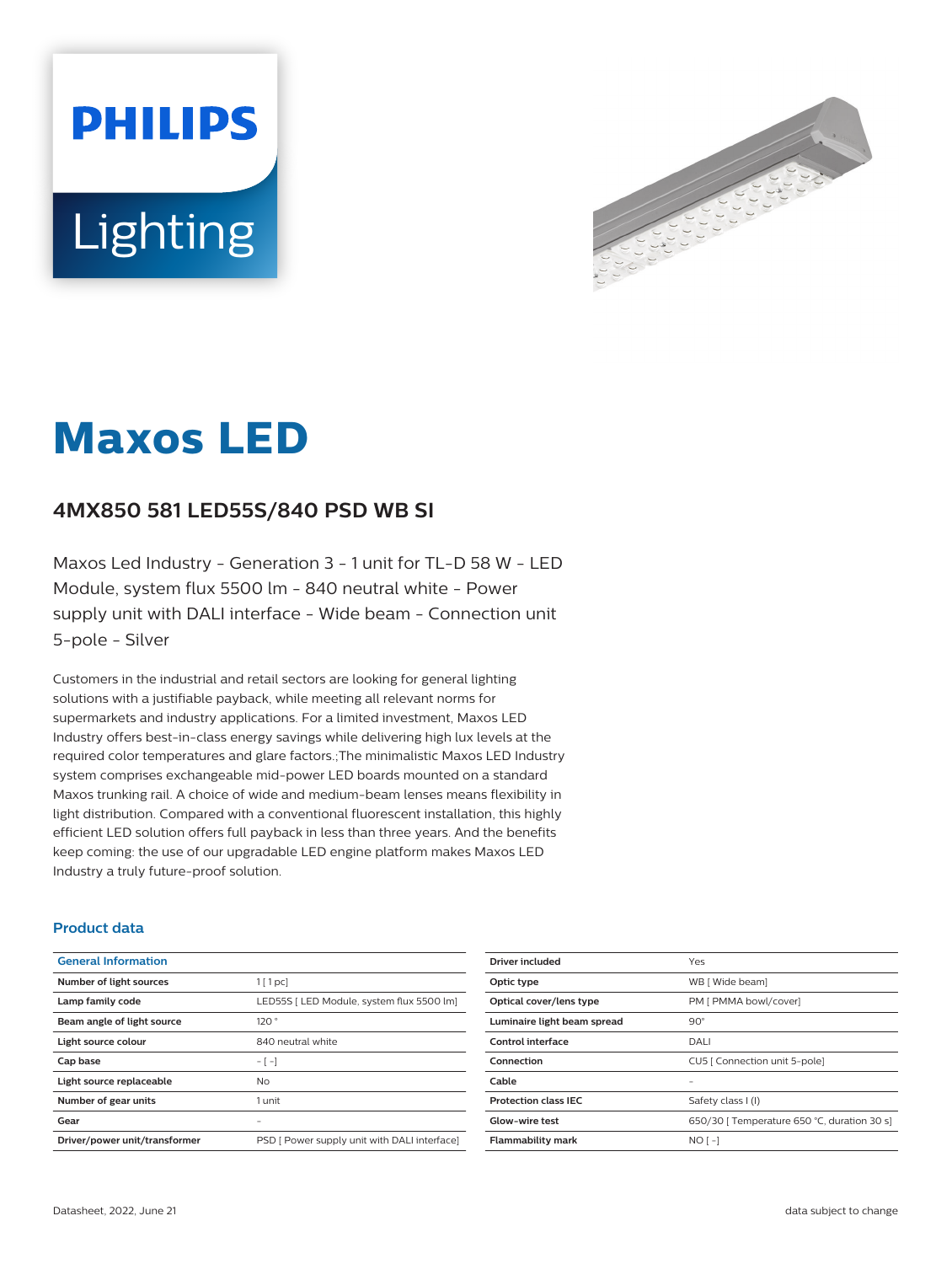PHILIPS

Lighting

# Maxos LED

## 4MX850 581 LED55S/840 PSD WB SI

Maxos Led Industry - Generation 3 - 1 unit for TL-D 58 W - LED Module, system flux 5500 lm - 840 neutral white - Power supply unit with DALI interface - Wide beam - Connection unit 5-pole - Silver

Customers in the industrial and retail sectors are looking for general lighting solutions with a justifiable payback, while meeting all relevant norms for supermarkets and industry applications. For a limited investment, Maxos LED Industry offers best-in-class energy savings while delivering high lux levels at the required color temperatures and glare factors.;The minimalistic Maxos LED Industry system comprises exchangeable mid-power LED boards mounted on a standard Maxos trunking rail. A choice of wide and medium-beam lenses means flexibility in light distribution. Compared with a conventional fluorescent installation, this highly efficient LED solution offers full payback in less than three years. And the benefits keep coming: the use of our upgradable LED engine platform makes Maxos LED Industry a truly future-proof solution.

### Product data

| General Information | |
|---|---|
| Number of light sources | 1 [ 1 pc] |
| Lamp family code | LED55S [ LED Module, system flux 5500 lm] |
| Beam angle of light source | 120 ° |
| Light source colour | 840 neutral white |
| Cap base | - [ -] |
| Light source replaceable | No |
| Number of gear units | 1 unit |
| Gear | - |
| Driver/power unit/transformer | PSD [ Power supply unit with DALI interface] |
| Driver included | Yes |
| Optic type | WB [ Wide beam] |
| Optical cover/lens type | PM [ PMMA bowl/cover] |
| Luminaire light beam spread | 90° |
| Control interface | DALI |
| Connection | CU5 [ Connection unit 5-pole] |
| Cable | - |
| Protection class IEC | Safety class I (I) |
| Glow-wire test | 650/30 [ Temperature 650 °C, duration 30 s] |
| Flammability mark | NO [ -] |

Datasheet, 2022, June 21

data subject to change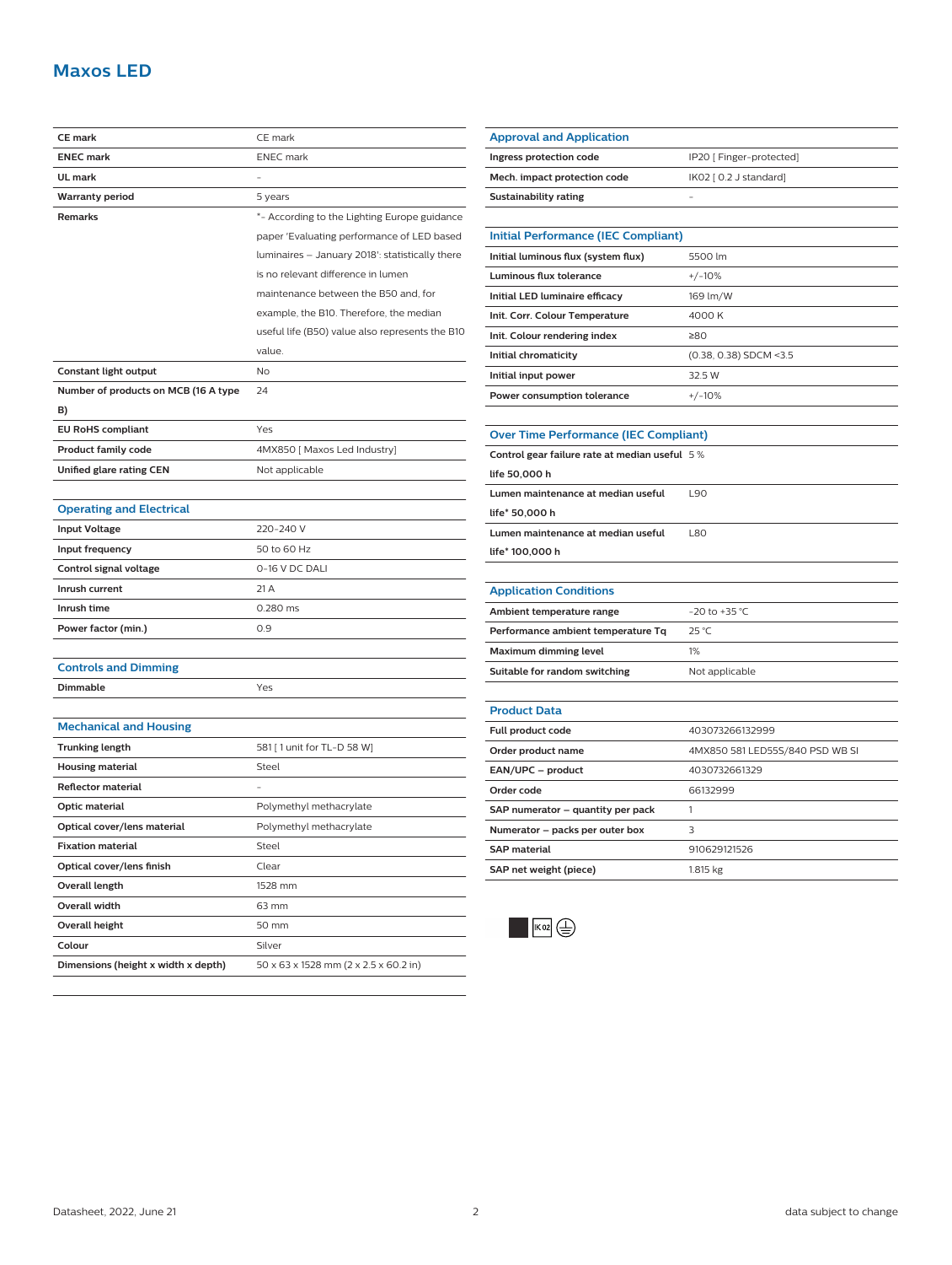# Maxos LED

| | |
|---|---|
| **CE mark** | CE mark |
| **ENEC mark** | ENEC mark |
| **UL mark** | - |
| **Warranty period** | 5 years |
| **Remarks** | *- According to the Lighting Europe guidance paper 'Evaluating performance of LED based luminaires – January 2018': statistically there is no relevant difference in lumen maintenance between the B50 and, for example, the B10. Therefore, the median useful life (B50) value also represents the B10 value. |
| **Constant light output** | No |
| **Number of products on MCB (16 A type B)** | 24 |
| **EU RoHS compliant** | Yes |
| **Product family code** | 4MX850 [ Maxos Led Industry] |
| **Unified glare rating CEN** | Not applicable |

## Operating and Electrical

| | |
|---|---|
| **Input Voltage** | 220-240 V |
| **Input frequency** | 50 to 60 Hz |
| **Control signal voltage** | 0-16 V DC DALI |
| **Inrush current** | 21 A |
| **Inrush time** | 0.280 ms |
| **Power factor (min.)** | 0.9 |

## Controls and Dimming

| | |
|---|---|
| **Dimmable** | Yes |

## Mechanical and Housing

| | |
|---|---|
| **Trunking length** | 581 [ 1 unit for TL-D 58 W] |
| **Housing material** | Steel |
| **Reflector material** | - |
| **Optic material** | Polymethyl methacrylate |
| **Optical cover/lens material** | Polymethyl methacrylate |
| **Fixation material** | Steel |
| **Optical cover/lens finish** | Clear |
| **Overall length** | 1528 mm |
| **Overall width** | 63 mm |
| **Overall height** | 50 mm |
| **Colour** | Silver |
| **Dimensions (height x width x depth)** | 50 x 63 x 1528 mm (2 x 2.5 x 60.2 in) |

## Approval and Application

| | |
|---|---|
| **Ingress protection code** | IP20 [ Finger-protected] |
| **Mech. impact protection code** | IK02 [ 0.2 J standard] |
| **Sustainability rating** | - |

## Initial Performance (IEC Compliant)

| | |
|---|---|
| **Initial luminous flux (system flux)** | 5500 lm |
| **Luminous flux tolerance** | +/-10% |
| **Initial LED luminaire efficacy** | 169 lm/W |
| **Init. Corr. Colour Temperature** | 4000 K |
| **Init. Colour rendering index** | ≥80 |
| **Initial chromaticity** | (0.38, 0.38) SDCM <3.5 |
| **Initial input power** | 32.5 W |
| **Power consumption tolerance** | +/-10% |

## Over Time Performance (IEC Compliant)

| | |
|---|---|
| **Control gear failure rate at median useful life 50,000 h** | 5 % |
| **Lumen maintenance at median useful life* 50,000 h** | L90 |
| **Lumen maintenance at median useful life* 100,000 h** | L80 |

## Application Conditions

| | |
|---|---|
| **Ambient temperature range** | -20 to +35 °C |
| **Performance ambient temperature Tq** | 25 °C |
| **Maximum dimming level** | 1% |
| **Suitable for random switching** | Not applicable |

## Product Data

| | |
|---|---|
| **Full product code** | 403073266132999 |
| **Order product name** | 4MX850 581 LED55S/840 PSD WB SI |
| **EAN/UPC – product** | 4030732661329 |
| **Order code** | 66132999 |
| **SAP numerator – quantity per pack** | 1 |
| **Numerator – packs per outer box** | 3 |
| **SAP material** | 910629121526 |
| **SAP net weight (piece)** | 1.815 kg |

IK02

Datasheet, 2022, June 21

data subject to change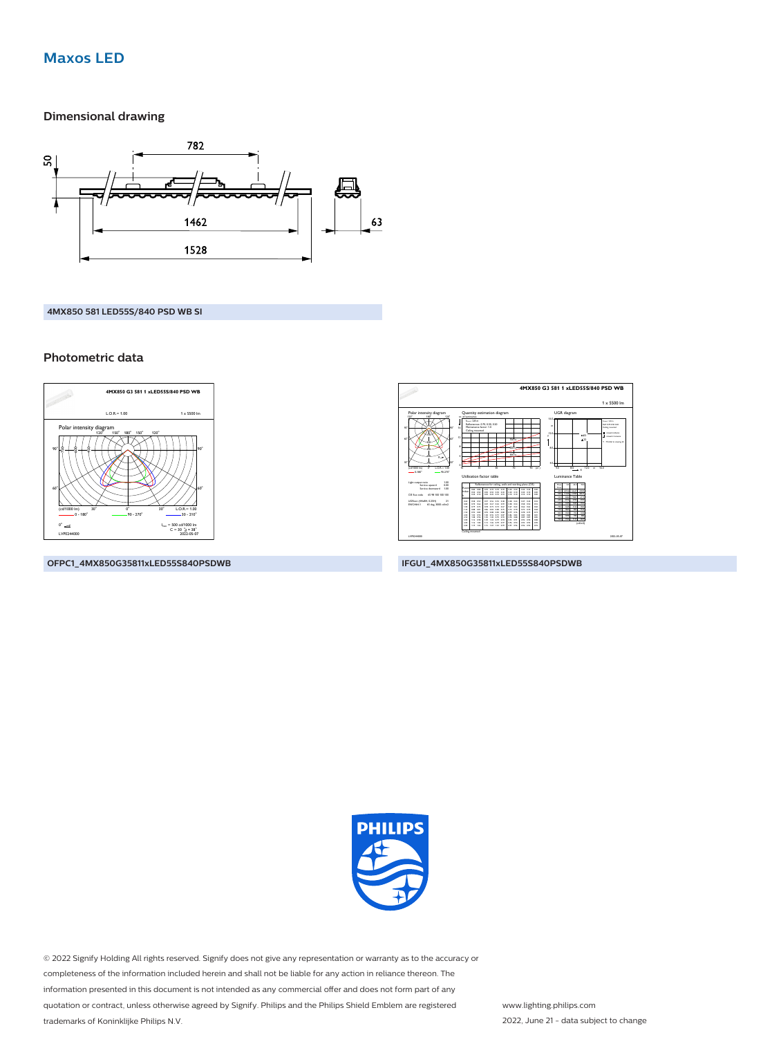## Maxos LED

### Dimensional drawing

782

50

1462

63

1528

4MX850 581 LED55S/840 PSD WB SI

### Photometric data

4MX850 G3 581 1 xLED55S/840 PSD WB

L.O.R.= 1.00

1 x 5500 lm

Polar intensity diagram

(cd/1000 lm)

0 - 180°

90 - 270°

30 - 210°

L.O.R.= 1.00

LVP0244000

2022-05-07

OFPC1_4MX850G35811xLED55S840PSDWB

4MX850 G3 581 1 xLED55S/840 PSD WB

1 x 5500 lm

Polar intensity diagram

Quantity estimation diagram

UGR diagram

Utilisation factor table

Luminance Table

2022-05-07

IFGU1_4MX850G35811xLED55S840PSDWB

© 2022 Signify Holding All rights reserved. Signify does not give any representation or warranty as to the accuracy or completeness of the information included herein and shall not be liable for any action in reliance thereon. The information presented in this document is not intended as any commercial offer and does not form part of any quotation or contract, unless otherwise agreed by Signify. Philips and the Philips Shield Emblem are registered trademarks of Koninklijke Philips N.V.

www.lighting.philips.com

2022, June 21 - data subject to change